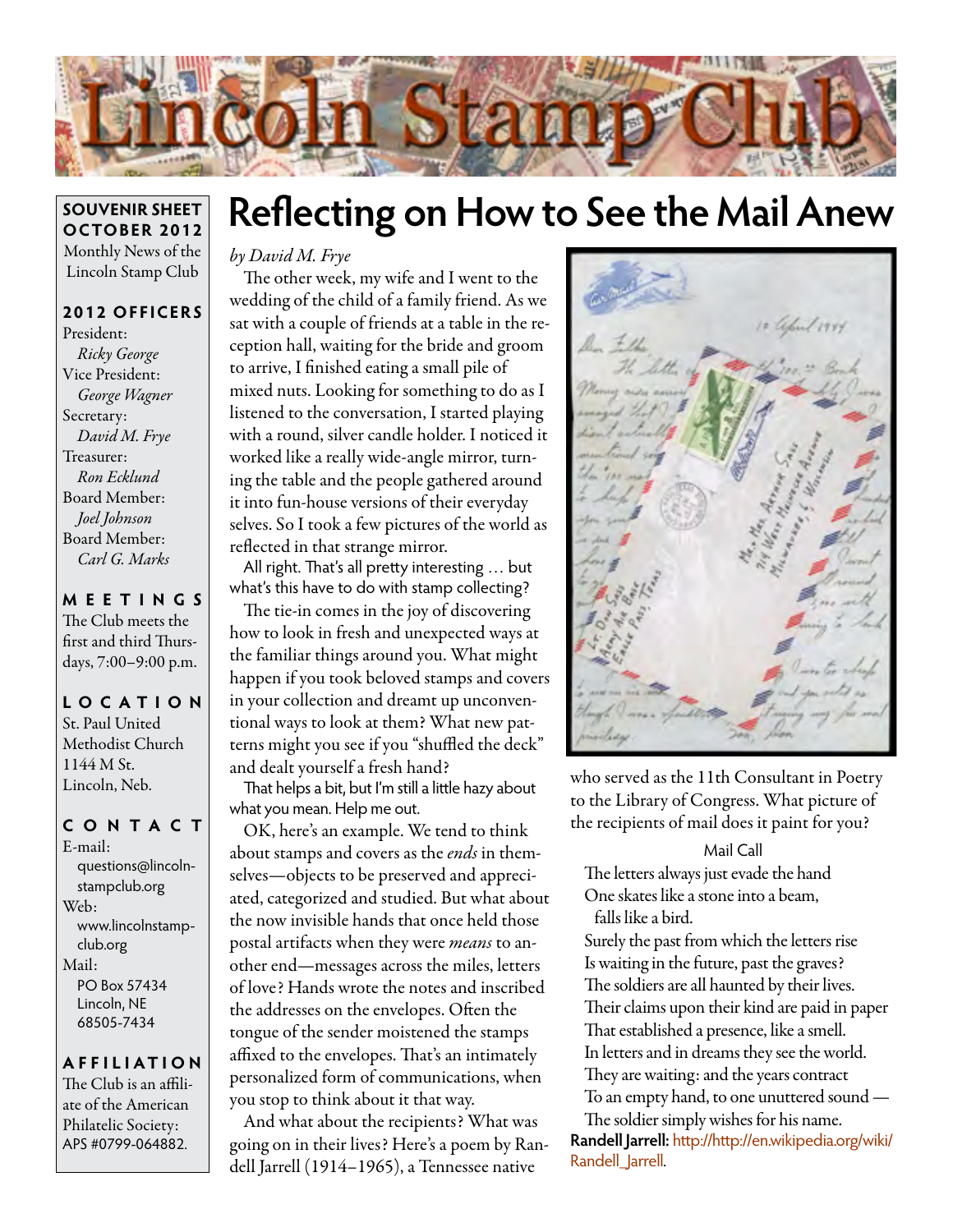# Lincoln Stamp Club

**SOUVENIR SHEET OCTOBER 2012**

Monthly News of the Lincoln Stamp Club

**2012 OFFICERS**

President:
*Ricky George*
Vice President:
*George Wagner*
Secretary:
*David M. Frye*
Treasurer:
*Ron Ecklund*
Board Member:
*Joel Johnson*
Board Member:
*Carl G. Marks*

**MEETINGS**

The Club meets the first and third Thursdays, 7:00–9:00 p.m.

**LOCATION**

St. Paul United Methodist Church
1144 M St.
Lincoln, Neb.

**CONTACT**

E-mail:
questions@lincolnstampclub.org
Web:
www.lincolnstampclub.org
Mail:
PO Box 57434
Lincoln, NE
68505-7434

**AFFILIATION**

The Club is an affiliate of the American Philatelic Society: APS #0799-064882.

## Reflecting on How to See the Mail Anew

*by David M. Frye*

The other week, my wife and I went to the wedding of the child of a family friend. As we sat with a couple of friends at a table in the reception hall, waiting for the bride and groom to arrive, I finished eating a small pile of mixed nuts. Looking for something to do as I listened to the conversation, I started playing with a round, silver candle holder. I noticed it worked like a really wide-angle mirror, turning the table and the people gathered around it into fun-house versions of their everyday selves. So I took a few pictures of the world as reflected in that strange mirror.

All right. That's all pretty interesting … but what's this have to do with stamp collecting?

The tie-in comes in the joy of discovering how to look in fresh and unexpected ways at the familiar things around you. What might happen if you took beloved stamps and covers in your collection and dreamt up unconventional ways to look at them? What new patterns might you see if you "shuffled the deck" and dealt yourself a fresh hand?

That helps a bit, but I'm still a little hazy about what you mean. Help me out.

OK, here's an example. We tend to think about stamps and covers as the *ends* in themselves—objects to be preserved and appreciated, categorized and studied. But what about the now invisible hands that once held those postal artifacts when they were *means* to another end—messages across the miles, letters of love? Hands wrote the notes and inscribed the addresses on the envelopes. Often the tongue of the sender moistened the stamps affixed to the envelopes. That's an intimately personalized form of communications, when you stop to think about it that way.

And what about the recipients? What was going on in their lives? Here's a poem by Randell Jarrell (1914–1965), a Tennessee native who served as the 11th Consultant in Poetry to the Library of Congress. What picture of the recipients of mail does it paint for you?

Mail Call

The letters always just evade the hand
One skates like a stone into a beam,
falls like a bird.
Surely the past from which the letters rise
Is waiting in the future, past the graves?
The soldiers are all haunted by their lives.
Their claims upon their kind are paid in paper
That established a presence, like a smell.
In letters and in dreams they see the world.
They are waiting: and the years contract
To an empty hand, to one unuttered sound —
The soldier simply wishes for his name.

**Randell Jarrell:** http://http://en.wikipedia.org/wiki/Randell_Jarrell.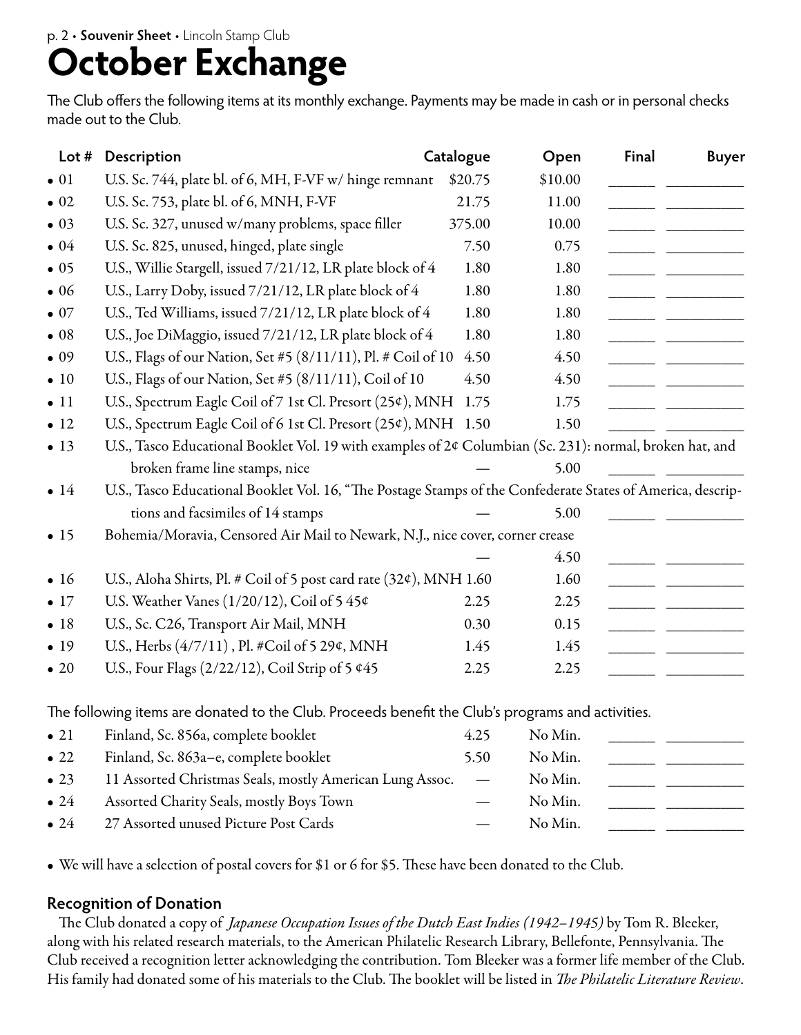# October Exchange

The Club offers the following items at its monthly exchange. Payments may be made in cash or in personal checks made out to the Club.

| Lot # | Description | Catalogue | Open | Final | Buyer |
|---|---|---|---|---|---|
| • 01 | U.S. Sc. 744, plate bl. of 6, MH, F-VF w/ hinge remnant | $20.75 | $10.00 | ______ | __________ |
| • 02 | U.S. Sc. 753, plate bl. of 6, MNH, F-VF | 21.75 | 11.00 | ______ | __________ |
| • 03 | U.S. Sc. 327, unused w/many problems, space filler | 375.00 | 10.00 | ______ | __________ |
| • 04 | U.S. Sc. 825, unused, hinged, plate single | 7.50 | 0.75 | ______ | __________ |
| • 05 | U.S., Willie Stargell, issued 7/21/12, LR plate block of 4 | 1.80 | 1.80 | ______ | __________ |
| • 06 | U.S., Larry Doby, issued 7/21/12, LR plate block of 4 | 1.80 | 1.80 | ______ | __________ |
| • 07 | U.S., Ted Williams, issued 7/21/12, LR plate block of 4 | 1.80 | 1.80 | ______ | __________ |
| • 08 | U.S., Joe DiMaggio, issued 7/21/12, LR plate block of 4 | 1.80 | 1.80 | ______ | __________ |
| • 09 | U.S., Flags of our Nation, Set #5 (8/11/11), Pl. # Coil of 10 | 4.50 | 4.50 | ______ | __________ |
| • 10 | U.S., Flags of our Nation, Set #5 (8/11/11), Coil of 10 | 4.50 | 4.50 | ______ | __________ |
| • 11 | U.S., Spectrum Eagle Coil of 7 1st Cl. Presort (25¢), MNH | 1.75 | 1.75 | ______ | __________ |
| • 12 | U.S., Spectrum Eagle Coil of 6 1st Cl. Presort (25¢), MNH | 1.50 | 1.50 | ______ | __________ |
| • 13 | U.S., Tasco Educational Booklet Vol. 19 with examples of 2¢ Columbian (Sc. 231): normal, broken hat, and broken frame line stamps, nice | — | 5.00 | ______ | __________ |
| • 14 | U.S., Tasco Educational Booklet Vol. 16, "The Postage Stamps of the Confederate States of America, descriptions and facsimiles of 14 stamps | — | 5.00 | ______ | __________ |
| • 15 | Bohemia/Moravia, Censored Air Mail to Newark, N.J., nice cover, corner crease | — | 4.50 | ______ | __________ |
| • 16 | U.S., Aloha Shirts, Pl. # Coil of 5 post card rate (32¢), MNH | 1.60 | 1.60 | ______ | __________ |
| • 17 | U.S. Weather Vanes (1/20/12), Coil of 5 45¢ | 2.25 | 2.25 | ______ | __________ |
| • 18 | U.S., Sc. C26, Transport Air Mail, MNH | 0.30 | 0.15 | ______ | __________ |
| • 19 | U.S., Herbs (4/7/11) , Pl. #Coil of 5 29¢, MNH | 1.45 | 1.45 | ______ | __________ |
| • 20 | U.S., Four Flags (2/22/12), Coil Strip of 5 ¢45 | 2.25 | 2.25 | ______ | __________ |

The following items are donated to the Club. Proceeds benefit the Club's programs and activities.

| Lot # | Description | Catalogue | Open | Final | Buyer |
|---|---|---|---|---|---|
| • 21 | Finland, Sc. 856a, complete booklet | 4.25 | No Min. | ______ | __________ |
| • 22 | Finland, Sc. 863a–e, complete booklet | 5.50 | No Min. | ______ | __________ |
| • 23 | 11 Assorted Christmas Seals, mostly American Lung Assoc. | — | No Min. | ______ | __________ |
| • 24 | Assorted Charity Seals, mostly Boys Town | — | No Min. | ______ | __________ |
| • 24 | 27 Assorted unused Picture Post Cards | — | No Min. | ______ | __________ |

- We will have a selection of postal covers for $1 or 6 for $5. These have been donated to the Club.

## Recognition of Donation

The Club donated a copy of *Japanese Occupation Issues of the Dutch East Indies (1942–1945)* by Tom R. Bleeker, along with his related research materials, to the American Philatelic Research Library, Bellefonte, Pennsylvania. The Club received a recognition letter acknowledging the contribution. Tom Bleeker was a former life member of the Club. His family had donated some of his materials to the Club. The booklet will be listed in *The Philatelic Literature Review*.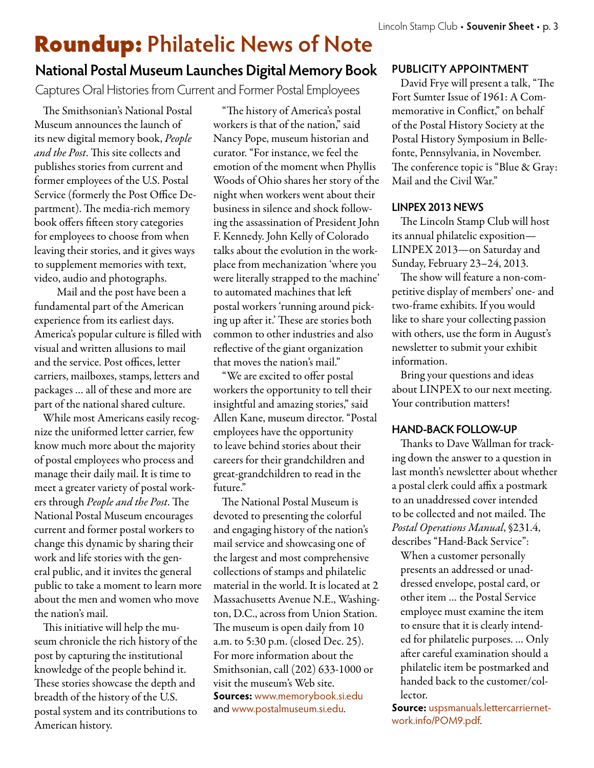# Roundup: Philatelic News of Note

## National Postal Museum Launches Digital Memory Book

Captures Oral Histories from Current and Former Postal Employees

The Smithsonian's National Postal Museum announces the launch of its new digital memory book, *People and the Post*. This site collects and publishes stories from current and former employees of the U.S. Postal Service (formerly the Post Office Department). The media-rich memory book offers fifteen story categories for employees to choose from when leaving their stories, and it gives ways to supplement memories with text, video, audio and photographs.

Mail and the post have been a fundamental part of the American experience from its earliest days. America's popular culture is filled with visual and written allusions to mail and the service. Post offices, letter carriers, mailboxes, stamps, letters and packages … all of these and more are part of the national shared culture.

While most Americans easily recognize the uniformed letter carrier, few know much more about the majority of postal employees who process and manage their daily mail. It is time to meet a greater variety of postal workers through *People and the Post*. The National Postal Museum encourages current and former postal workers to change this dynamic by sharing their work and life stories with the general public, and it invites the general public to take a moment to learn more about the men and women who move the nation's mail.

This initiative will help the museum chronicle the rich history of the post by capturing the institutional knowledge of the people behind it. These stories showcase the depth and breadth of the history of the U.S. postal system and its contributions to American history.

"The history of America's postal workers is that of the nation," said Nancy Pope, museum historian and curator. "For instance, we feel the emotion of the moment when Phyllis Woods of Ohio shares her story of the night when workers went about their business in silence and shock following the assassination of President John F. Kennedy. John Kelly of Colorado talks about the evolution in the workplace from mechanization 'where you were literally strapped to the machine' to automated machines that left postal workers 'running around picking up after it.' These are stories both common to other industries and also reflective of the giant organization that moves the nation's mail."

"We are excited to offer postal workers the opportunity to tell their insightful and amazing stories," said Allen Kane, museum director. "Postal employees have the opportunity to leave behind stories about their careers for their grandchildren and great-grandchildren to read in the future."

The National Postal Museum is devoted to presenting the colorful and engaging history of the nation's mail service and showcasing one of the largest and most comprehensive collections of stamps and philatelic material in the world. It is located at 2 Massachusetts Avenue N.E., Washington, D.C., across from Union Station. The museum is open daily from 10 a.m. to 5:30 p.m. (closed Dec. 25). For more information about the Smithsonian, call (202) 633-1000 or visit the museum's Web site.

**Sources:** www.memorybook.si.edu and www.postalmuseum.si.edu.

### PUBLICITY APPOINTMENT

David Frye will present a talk, "The Fort Sumter Issue of 1961: A Commemorative in Conflict," on behalf of the Postal History Society at the Postal History Symposium in Bellefonte, Pennsylvania, in November. The conference topic is "Blue & Gray: Mail and the Civil War."

### LINPEX 2013 NEWS

The Lincoln Stamp Club will host its annual philatelic exposition—LINPEX 2013—on Saturday and Sunday, February 23–24, 2013.

The show will feature a non-competitive display of members' one- and two-frame exhibits. If you would like to share your collecting passion with others, use the form in August's newsletter to submit your exhibit information.

Bring your questions and ideas about LINPEX to our next meeting. Your contribution matters!

### HAND-BACK FOLLOW-UP

Thanks to Dave Wallman for tracking down the answer to a question in last month's newsletter about whether a postal clerk could affix a postmark to an unaddressed cover intended to be collected and not mailed. The *Postal Operations Manual*, §231.4, describes "Hand-Back Service":

> When a customer personally presents an addressed or unaddressed envelope, postal card, or other item … the Postal Service employee must examine the item to ensure that it is clearly intended for philatelic purposes. … Only after careful examination should a philatelic item be postmarked and handed back to the customer/collector.

**Source:** uspsmanuals.lettercarriernetwork.info/POM9.pdf.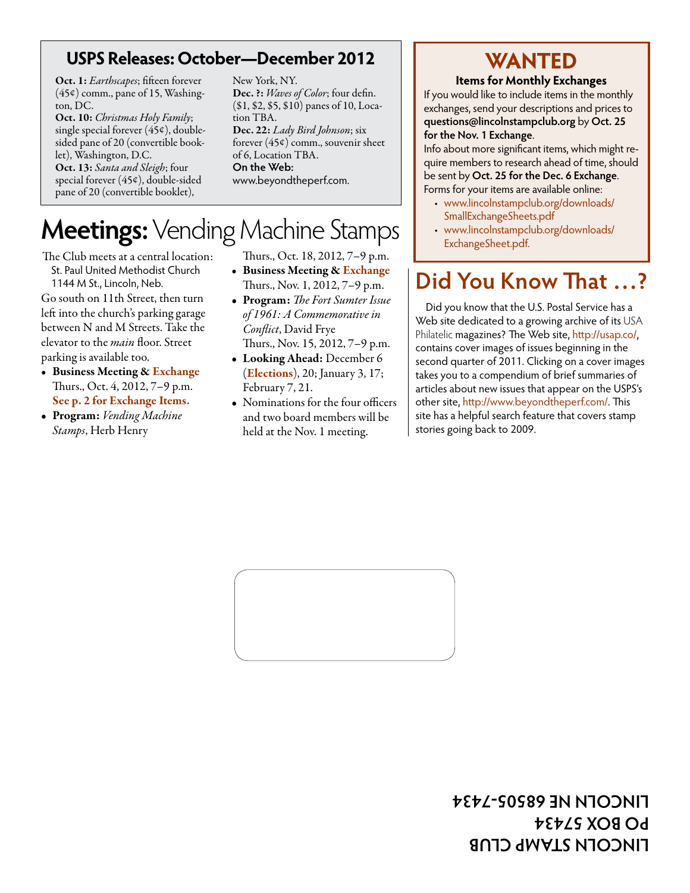## USPS Releases: October—December 2012

**Oct. 1:** *Earthscapes*; fifteen forever (45¢) comm., pane of 15, Washington, DC.
**Oct. 10:** *Christmas Holy Family*; single special forever (45¢), double-sided pane of 20 (convertible booklet), Washington, D.C.
**Oct. 13:** *Santa and Sleigh*; four special forever (45¢), double-sided pane of 20 (convertible booklet), New York, NY.
**Dec. ?:** *Waves of Color*; four defin. ($1, $2, $5, $10) panes of 10, Location TBA.
**Dec. 22:** *Lady Bird Johnson*; six forever (45¢) comm., souvenir sheet of 6, Location TBA.
**On the Web:**
www.beyondtheperf.com.

# **Meetings:** Vending Machine Stamps

The Club meets at a central location:
St. Paul United Methodist Church
1144 M St., Lincoln, Neb.

Go south on 11th Street, then turn left into the church's parking garage between N and M Streets. Take the elevator to the *main* floor. Street parking is available too.

- **Business Meeting & Exchange** Thurs., Oct. 4, 2012, 7–9 p.m. **See p. 2 for Exchange Items.**
- **Program:** *Vending Machine Stamps*, Herb Henry Thurs., Oct. 18, 2012, 7–9 p.m.
- **Business Meeting & Exchange** Thurs., Nov. 1, 2012, 7–9 p.m.
- **Program:** *The Fort Sumter Issue of 1961: A Commemorative in Conflict*, David Frye Thurs., Nov. 15, 2012, 7–9 p.m.
- **Looking Ahead:** December 6 (**Elections**), 20; January 3, 17; February 7, 21.
- Nominations for the four officers and two board members will be held at the Nov. 1 meeting.

## WANTED

**Items for Monthly Exchanges**

If you would like to include items in the monthly exchanges, send your descriptions and prices to **questions@lincolnstampclub.org** by **Oct. 25 for the Nov. 1 Exchange**.

Info about more significant items, which might require members to research ahead of time, should be sent by **Oct. 25 for the Dec. 6 Exchange**.

Forms for your items are available online:

- www.lincolnstampclub.org/downloads/SmallExchangeSheets.pdf
- www.lincolnstampclub.org/downloads/ExchangeSheet.pdf.

## Did You Know That …?

Did you know that the U.S. Postal Service has a Web site dedicated to a growing archive of its USA Philatelic magazines? The Web site, http://usap.co/, contains cover images of issues beginning in the second quarter of 2011. Clicking on a cover images takes you to a compendium of brief summaries of articles about new issues that appear on the USPS's other site, http://www.beyondtheperf.com/. This site has a helpful search feature that covers stamp stories going back to 2009.

LINCOLN STAMP CLUB
PO BOX 57434
LINCOLN NE 68505-7434